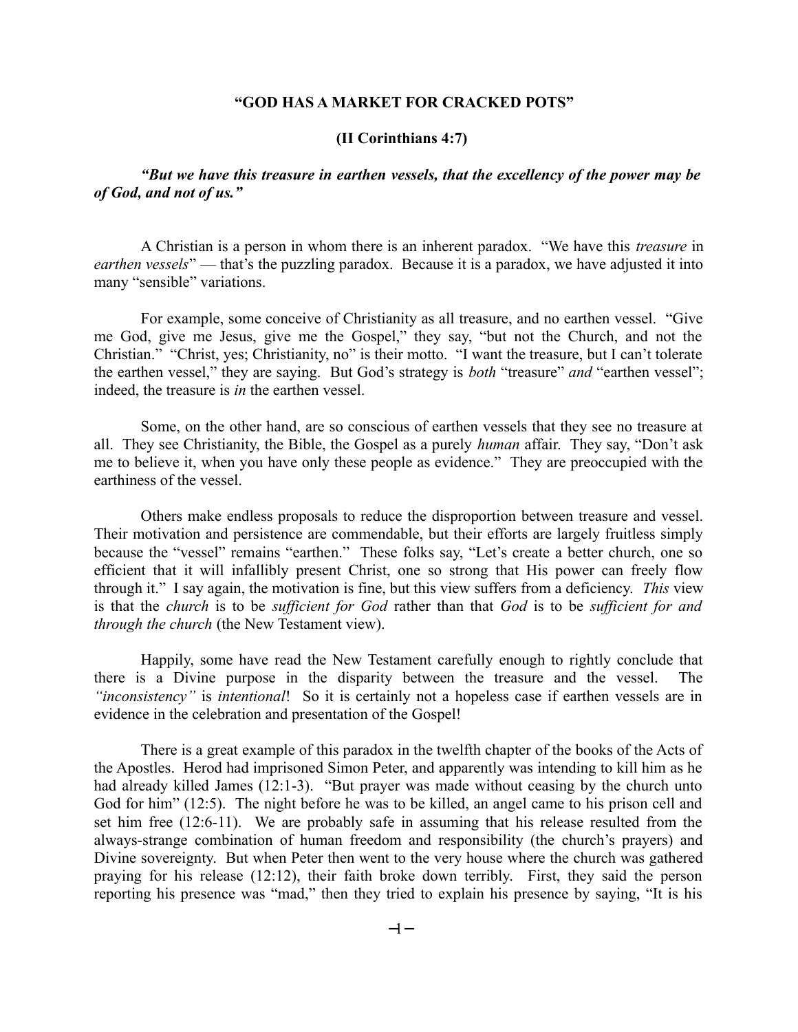# "GOD HAS A MARKET FOR CRACKED POTS"

## (II Corinthians 4:7)

***"But we have this treasure in earthen vessels, that the excellency of the power may be of God, and not of us."***

A Christian is a person in whom there is an inherent paradox. "We have this *treasure* in *earthen vessels*" — that's the puzzling paradox. Because it is a paradox, we have adjusted it into many "sensible" variations.

For example, some conceive of Christianity as all treasure, and no earthen vessel. "Give me God, give me Jesus, give me the Gospel," they say, "but not the Church, and not the Christian." "Christ, yes; Christianity, no" is their motto. "I want the treasure, but I can't tolerate the earthen vessel," they are saying. But God's strategy is *both* "treasure" *and* "earthen vessel"; indeed, the treasure is *in* the earthen vessel.

Some, on the other hand, are so conscious of earthen vessels that they see no treasure at all. They see Christianity, the Bible, the Gospel as a purely *human* affair. They say, "Don't ask me to believe it, when you have only these people as evidence." They are preoccupied with the earthiness of the vessel.

Others make endless proposals to reduce the disproportion between treasure and vessel. Their motivation and persistence are commendable, but their efforts are largely fruitless simply because the "vessel" remains "earthen." These folks say, "Let's create a better church, one so efficient that it will infallibly present Christ, one so strong that His power can freely flow through it." I say again, the motivation is fine, but this view suffers from a deficiency. *This* view is that the *church* is to be *sufficient for God* rather than that *God* is to be *sufficient for and through the church* (the New Testament view).

Happily, some have read the New Testament carefully enough to rightly conclude that there is a Divine purpose in the disparity between the treasure and the vessel. The *"inconsistency"* is *intentional*! So it is certainly not a hopeless case if earthen vessels are in evidence in the celebration and presentation of the Gospel!

There is a great example of this paradox in the twelfth chapter of the books of the Acts of the Apostles. Herod had imprisoned Simon Peter, and apparently was intending to kill him as he had already killed James (12:1-3). "But prayer was made without ceasing by the church unto God for him" (12:5). The night before he was to be killed, an angel came to his prison cell and set him free (12:6-11). We are probably safe in assuming that his release resulted from the always-strange combination of human freedom and responsibility (the church's prayers) and Divine sovereignty. But when Peter then went to the very house where the church was gathered praying for his release (12:12), their faith broke down terribly. First, they said the person reporting his presence was "mad," then they tried to explain his presence by saying, "It is his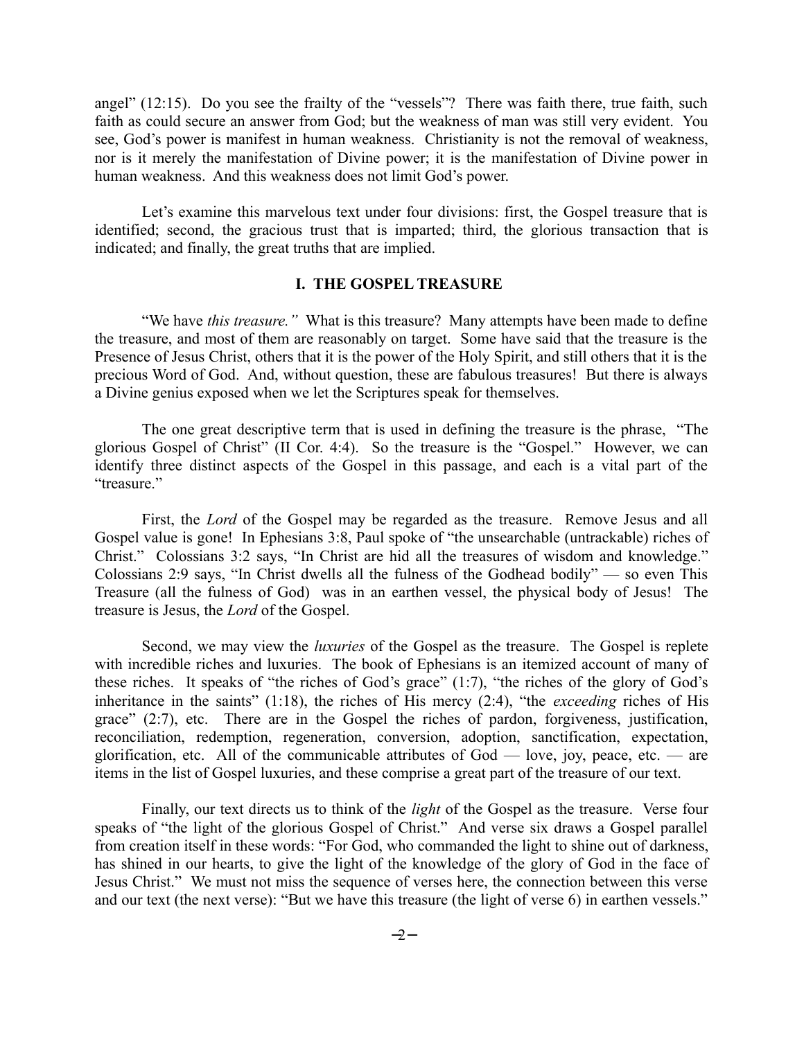angel" (12:15). Do you see the frailty of the "vessels"? There was faith there, true faith, such faith as could secure an answer from God; but the weakness of man was still very evident. You see, God's power is manifest in human weakness. Christianity is not the removal of weakness, nor is it merely the manifestation of Divine power; it is the manifestation of Divine power in human weakness. And this weakness does not limit God's power.

Let's examine this marvelous text under four divisions: first, the Gospel treasure that is identified; second, the gracious trust that is imparted; third, the glorious transaction that is indicated; and finally, the great truths that are implied.

## I. THE GOSPEL TREASURE

"We have *this treasure."* What is this treasure? Many attempts have been made to define the treasure, and most of them are reasonably on target. Some have said that the treasure is the Presence of Jesus Christ, others that it is the power of the Holy Spirit, and still others that it is the precious Word of God. And, without question, these are fabulous treasures! But there is always a Divine genius exposed when we let the Scriptures speak for themselves.

The one great descriptive term that is used in defining the treasure is the phrase, "The glorious Gospel of Christ" (II Cor. 4:4). So the treasure is the "Gospel." However, we can identify three distinct aspects of the Gospel in this passage, and each is a vital part of the "treasure."

First, the *Lord* of the Gospel may be regarded as the treasure. Remove Jesus and all Gospel value is gone! In Ephesians 3:8, Paul spoke of "the unsearchable (untrackable) riches of Christ." Colossians 3:2 says, "In Christ are hid all the treasures of wisdom and knowledge." Colossians 2:9 says, "In Christ dwells all the fulness of the Godhead bodily" — so even This Treasure (all the fulness of God) was in an earthen vessel, the physical body of Jesus! The treasure is Jesus, the *Lord* of the Gospel.

Second, we may view the *luxuries* of the Gospel as the treasure. The Gospel is replete with incredible riches and luxuries. The book of Ephesians is an itemized account of many of these riches. It speaks of "the riches of God's grace" (1:7), "the riches of the glory of God's inheritance in the saints" (1:18), the riches of His mercy (2:4), "the *exceeding* riches of His grace" (2:7), etc. There are in the Gospel the riches of pardon, forgiveness, justification, reconciliation, redemption, regeneration, conversion, adoption, sanctification, expectation, glorification, etc. All of the communicable attributes of God — love, joy, peace, etc. — are items in the list of Gospel luxuries, and these comprise a great part of the treasure of our text.

Finally, our text directs us to think of the *light* of the Gospel as the treasure. Verse four speaks of "the light of the glorious Gospel of Christ." And verse six draws a Gospel parallel from creation itself in these words: "For God, who commanded the light to shine out of darkness, has shined in our hearts, to give the light of the knowledge of the glory of God in the face of Jesus Christ." We must not miss the sequence of verses here, the connection between this verse and our text (the next verse): "But we have this treasure (the light of verse 6) in earthen vessels."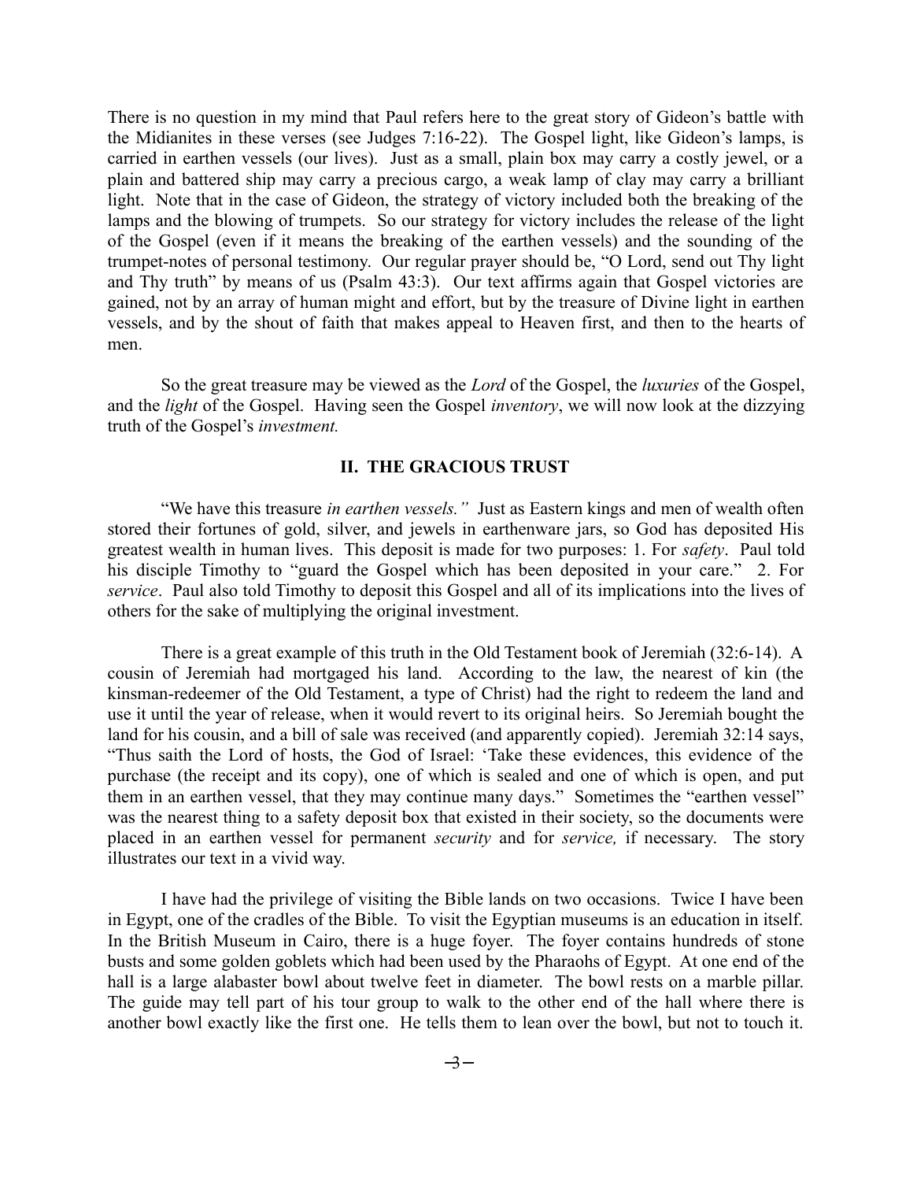There is no question in my mind that Paul refers here to the great story of Gideon's battle with the Midianites in these verses (see Judges 7:16-22). The Gospel light, like Gideon's lamps, is carried in earthen vessels (our lives). Just as a small, plain box may carry a costly jewel, or a plain and battered ship may carry a precious cargo, a weak lamp of clay may carry a brilliant light. Note that in the case of Gideon, the strategy of victory included both the breaking of the lamps and the blowing of trumpets. So our strategy for victory includes the release of the light of the Gospel (even if it means the breaking of the earthen vessels) and the sounding of the trumpet-notes of personal testimony. Our regular prayer should be, "O Lord, send out Thy light and Thy truth" by means of us (Psalm 43:3). Our text affirms again that Gospel victories are gained, not by an array of human might and effort, but by the treasure of Divine light in earthen vessels, and by the shout of faith that makes appeal to Heaven first, and then to the hearts of men.

So the great treasure may be viewed as the *Lord* of the Gospel, the *luxuries* of the Gospel, and the *light* of the Gospel. Having seen the Gospel *inventory*, we will now look at the dizzying truth of the Gospel's *investment.*

## II. THE GRACIOUS TRUST

"We have this treasure *in earthen vessels."* Just as Eastern kings and men of wealth often stored their fortunes of gold, silver, and jewels in earthenware jars, so God has deposited His greatest wealth in human lives. This deposit is made for two purposes: 1. For *safety*. Paul told his disciple Timothy to "guard the Gospel which has been deposited in your care." 2. For *service*. Paul also told Timothy to deposit this Gospel and all of its implications into the lives of others for the sake of multiplying the original investment.

There is a great example of this truth in the Old Testament book of Jeremiah (32:6-14). A cousin of Jeremiah had mortgaged his land. According to the law, the nearest of kin (the kinsman-redeemer of the Old Testament, a type of Christ) had the right to redeem the land and use it until the year of release, when it would revert to its original heirs. So Jeremiah bought the land for his cousin, and a bill of sale was received (and apparently copied). Jeremiah 32:14 says, "Thus saith the Lord of hosts, the God of Israel: 'Take these evidences, this evidence of the purchase (the receipt and its copy), one of which is sealed and one of which is open, and put them in an earthen vessel, that they may continue many days." Sometimes the "earthen vessel" was the nearest thing to a safety deposit box that existed in their society, so the documents were placed in an earthen vessel for permanent *security* and for *service,* if necessary. The story illustrates our text in a vivid way.

I have had the privilege of visiting the Bible lands on two occasions. Twice I have been in Egypt, one of the cradles of the Bible. To visit the Egyptian museums is an education in itself. In the British Museum in Cairo, there is a huge foyer. The foyer contains hundreds of stone busts and some golden goblets which had been used by the Pharaohs of Egypt. At one end of the hall is a large alabaster bowl about twelve feet in diameter. The bowl rests on a marble pillar. The guide may tell part of his tour group to walk to the other end of the hall where there is another bowl exactly like the first one. He tells them to lean over the bowl, but not to touch it.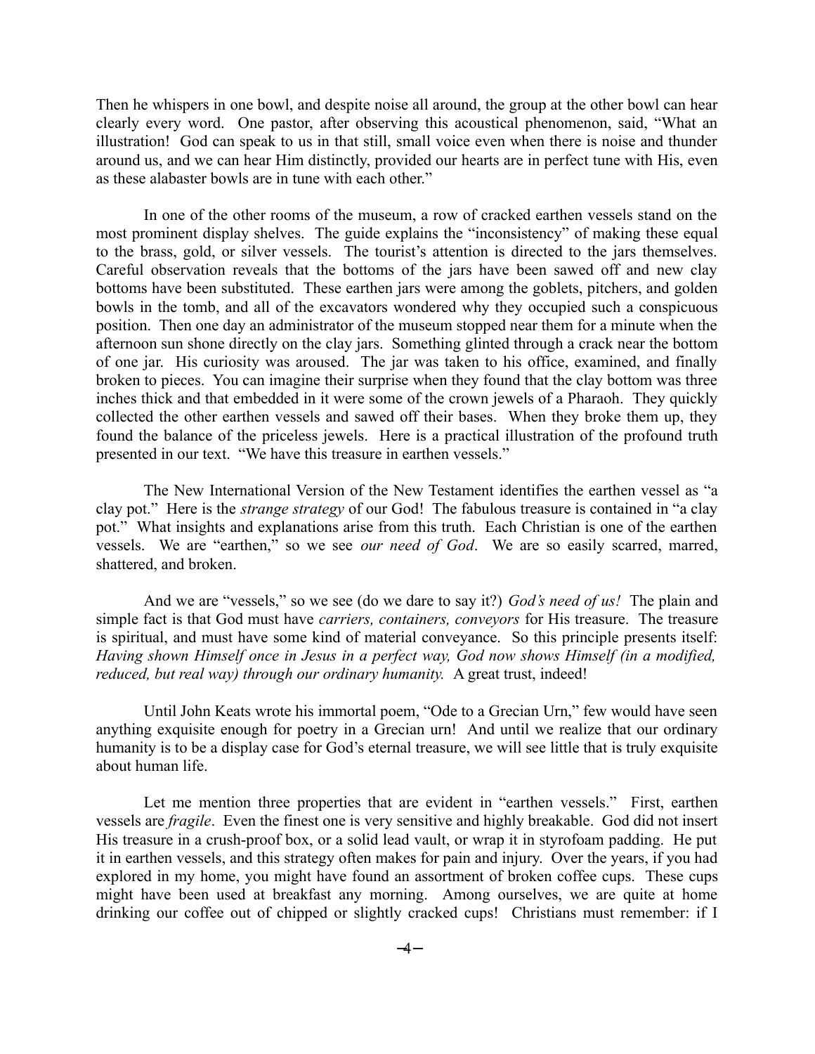Then he whispers in one bowl, and despite noise all around, the group at the other bowl can hear clearly every word. One pastor, after observing this acoustical phenomenon, said, "What an illustration! God can speak to us in that still, small voice even when there is noise and thunder around us, and we can hear Him distinctly, provided our hearts are in perfect tune with His, even as these alabaster bowls are in tune with each other."

In one of the other rooms of the museum, a row of cracked earthen vessels stand on the most prominent display shelves. The guide explains the "inconsistency" of making these equal to the brass, gold, or silver vessels. The tourist's attention is directed to the jars themselves. Careful observation reveals that the bottoms of the jars have been sawed off and new clay bottoms have been substituted. These earthen jars were among the goblets, pitchers, and golden bowls in the tomb, and all of the excavators wondered why they occupied such a conspicuous position. Then one day an administrator of the museum stopped near them for a minute when the afternoon sun shone directly on the clay jars. Something glinted through a crack near the bottom of one jar. His curiosity was aroused. The jar was taken to his office, examined, and finally broken to pieces. You can imagine their surprise when they found that the clay bottom was three inches thick and that embedded in it were some of the crown jewels of a Pharaoh. They quickly collected the other earthen vessels and sawed off their bases. When they broke them up, they found the balance of the priceless jewels. Here is a practical illustration of the profound truth presented in our text. "We have this treasure in earthen vessels."

The New International Version of the New Testament identifies the earthen vessel as "a clay pot." Here is the *strange strategy* of our God! The fabulous treasure is contained in "a clay pot." What insights and explanations arise from this truth. Each Christian is one of the earthen vessels. We are "earthen," so we see *our need of God*. We are so easily scarred, marred, shattered, and broken.

And we are "vessels," so we see (do we dare to say it?) *God's need of us!* The plain and simple fact is that God must have *carriers, containers, conveyors* for His treasure. The treasure is spiritual, and must have some kind of material conveyance. So this principle presents itself: *Having shown Himself once in Jesus in a perfect way, God now shows Himself (in a modified, reduced, but real way) through our ordinary humanity.* A great trust, indeed!

Until John Keats wrote his immortal poem, "Ode to a Grecian Urn," few would have seen anything exquisite enough for poetry in a Grecian urn! And until we realize that our ordinary humanity is to be a display case for God's eternal treasure, we will see little that is truly exquisite about human life.

Let me mention three properties that are evident in "earthen vessels." First, earthen vessels are *fragile*. Even the finest one is very sensitive and highly breakable. God did not insert His treasure in a crush-proof box, or a solid lead vault, or wrap it in styrofoam padding. He put it in earthen vessels, and this strategy often makes for pain and injury. Over the years, if you had explored in my home, you might have found an assortment of broken coffee cups. These cups might have been used at breakfast any morning. Among ourselves, we are quite at home drinking our coffee out of chipped or slightly cracked cups! Christians must remember: if I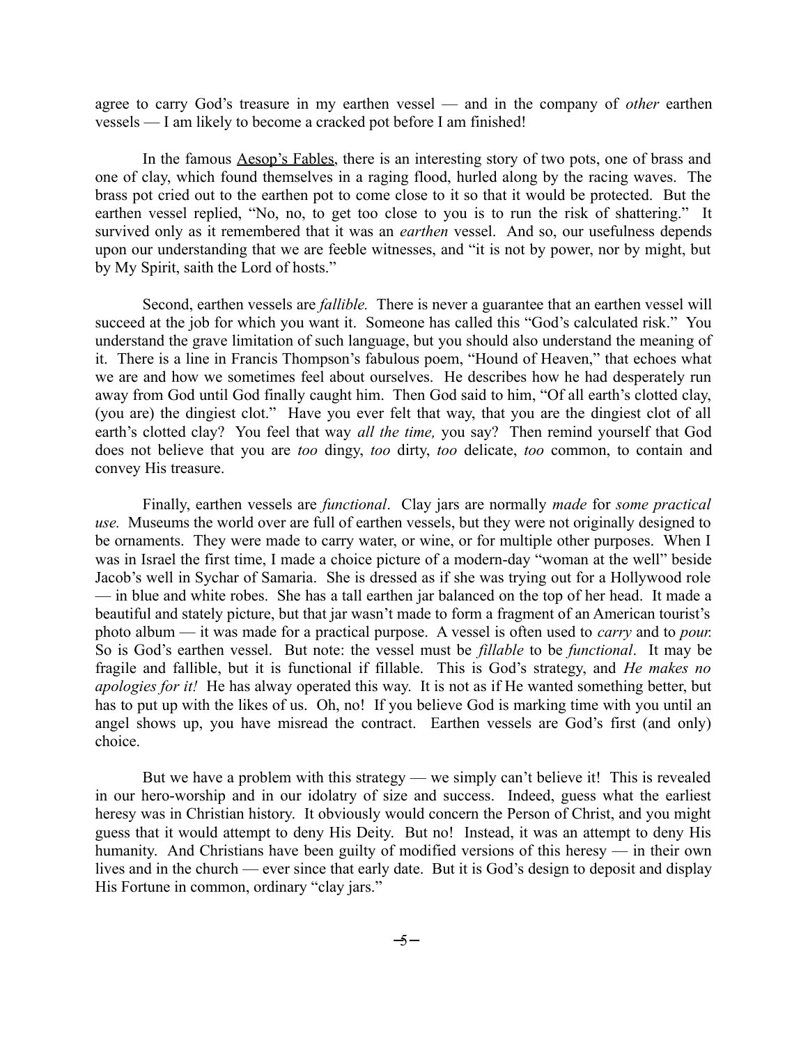agree to carry God's treasure in my earthen vessel — and in the company of *other* earthen vessels — I am likely to become a cracked pot before I am finished!

In the famous Aesop's Fables, there is an interesting story of two pots, one of brass and one of clay, which found themselves in a raging flood, hurled along by the racing waves. The brass pot cried out to the earthen pot to come close to it so that it would be protected. But the earthen vessel replied, "No, no, to get too close to you is to run the risk of shattering." It survived only as it remembered that it was an *earthen* vessel. And so, our usefulness depends upon our understanding that we are feeble witnesses, and "it is not by power, nor by might, but by My Spirit, saith the Lord of hosts."

Second, earthen vessels are *fallible.* There is never a guarantee that an earthen vessel will succeed at the job for which you want it. Someone has called this "God's calculated risk." You understand the grave limitation of such language, but you should also understand the meaning of it. There is a line in Francis Thompson's fabulous poem, "Hound of Heaven," that echoes what we are and how we sometimes feel about ourselves. He describes how he had desperately run away from God until God finally caught him. Then God said to him, "Of all earth's clotted clay, (you are) the dingiest clot." Have you ever felt that way, that you are the dingiest clot of all earth's clotted clay? You feel that way *all the time,* you say? Then remind yourself that God does not believe that you are *too* dingy, *too* dirty, *too* delicate, *too* common, to contain and convey His treasure.

Finally, earthen vessels are *functional*. Clay jars are normally *made* for *some practical use.* Museums the world over are full of earthen vessels, but they were not originally designed to be ornaments. They were made to carry water, or wine, or for multiple other purposes. When I was in Israel the first time, I made a choice picture of a modern-day "woman at the well" beside Jacob's well in Sychar of Samaria. She is dressed as if she was trying out for a Hollywood role — in blue and white robes. She has a tall earthen jar balanced on the top of her head. It made a beautiful and stately picture, but that jar wasn't made to form a fragment of an American tourist's photo album — it was made for a practical purpose. A vessel is often used to *carry* and to *pour.* So is God's earthen vessel. But note: the vessel must be *fillable* to be *functional*. It may be fragile and fallible, but it is functional if fillable. This is God's strategy, and *He makes no apologies for it!* He has alway operated this way. It is not as if He wanted something better, but has to put up with the likes of us. Oh, no! If you believe God is marking time with you until an angel shows up, you have misread the contract. Earthen vessels are God's first (and only) choice.

But we have a problem with this strategy — we simply can't believe it! This is revealed in our hero-worship and in our idolatry of size and success. Indeed, guess what the earliest heresy was in Christian history. It obviously would concern the Person of Christ, and you might guess that it would attempt to deny His Deity. But no! Instead, it was an attempt to deny His humanity. And Christians have been guilty of modified versions of this heresy — in their own lives and in the church — ever since that early date. But it is God's design to deposit and display His Fortune in common, ordinary "clay jars."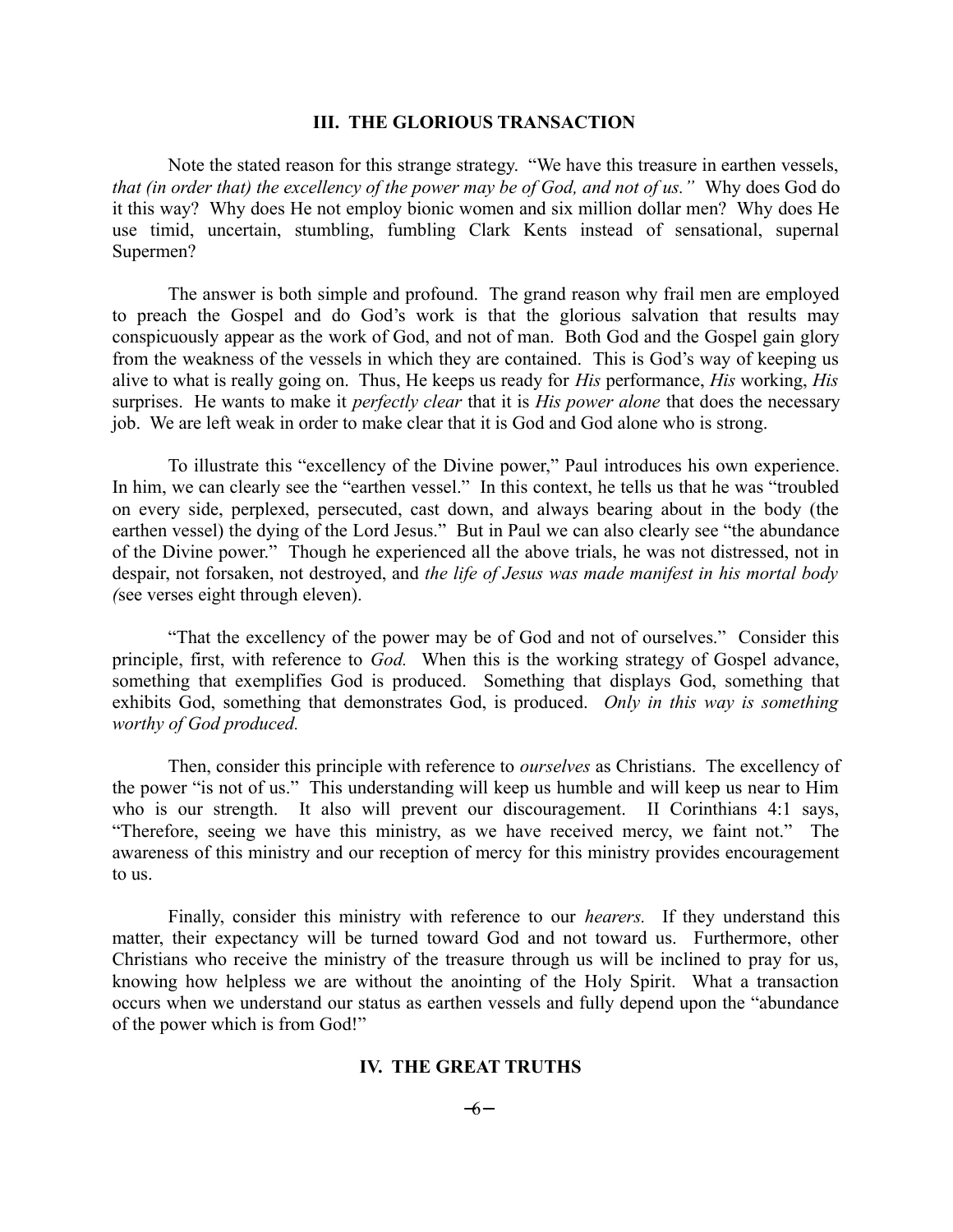## III. THE GLORIOUS TRANSACTION

Note the stated reason for this strange strategy. "We have this treasure in earthen vessels, *that (in order that) the excellency of the power may be of God, and not of us."* Why does God do it this way? Why does He not employ bionic women and six million dollar men? Why does He use timid, uncertain, stumbling, fumbling Clark Kents instead of sensational, supernal Supermen?

The answer is both simple and profound. The grand reason why frail men are employed to preach the Gospel and do God's work is that the glorious salvation that results may conspicuously appear as the work of God, and not of man. Both God and the Gospel gain glory from the weakness of the vessels in which they are contained. This is God's way of keeping us alive to what is really going on. Thus, He keeps us ready for *His* performance, *His* working, *His* surprises. He wants to make it *perfectly clear* that it is *His power alone* that does the necessary job. We are left weak in order to make clear that it is God and God alone who is strong.

To illustrate this "excellency of the Divine power," Paul introduces his own experience. In him, we can clearly see the "earthen vessel." In this context, he tells us that he was "troubled on every side, perplexed, persecuted, cast down, and always bearing about in the body (the earthen vessel) the dying of the Lord Jesus." But in Paul we can also clearly see "the abundance of the Divine power." Though he experienced all the above trials, he was not distressed, not in despair, not forsaken, not destroyed, and *the life of Jesus was made manifest in his mortal body (*see verses eight through eleven).

"That the excellency of the power may be of God and not of ourselves." Consider this principle, first, with reference to *God.* When this is the working strategy of Gospel advance, something that exemplifies God is produced. Something that displays God, something that exhibits God, something that demonstrates God, is produced. *Only in this way is something worthy of God produced.*

Then, consider this principle with reference to *ourselves* as Christians. The excellency of the power "is not of us." This understanding will keep us humble and will keep us near to Him who is our strength. It also will prevent our discouragement. II Corinthians 4:1 says, "Therefore, seeing we have this ministry, as we have received mercy, we faint not." The awareness of this ministry and our reception of mercy for this ministry provides encouragement to us.

Finally, consider this ministry with reference to our *hearers.* If they understand this matter, their expectancy will be turned toward God and not toward us. Furthermore, other Christians who receive the ministry of the treasure through us will be inclined to pray for us, knowing how helpless we are without the anointing of the Holy Spirit. What a transaction occurs when we understand our status as earthen vessels and fully depend upon the "abundance of the power which is from God!"

## IV. THE GREAT TRUTHS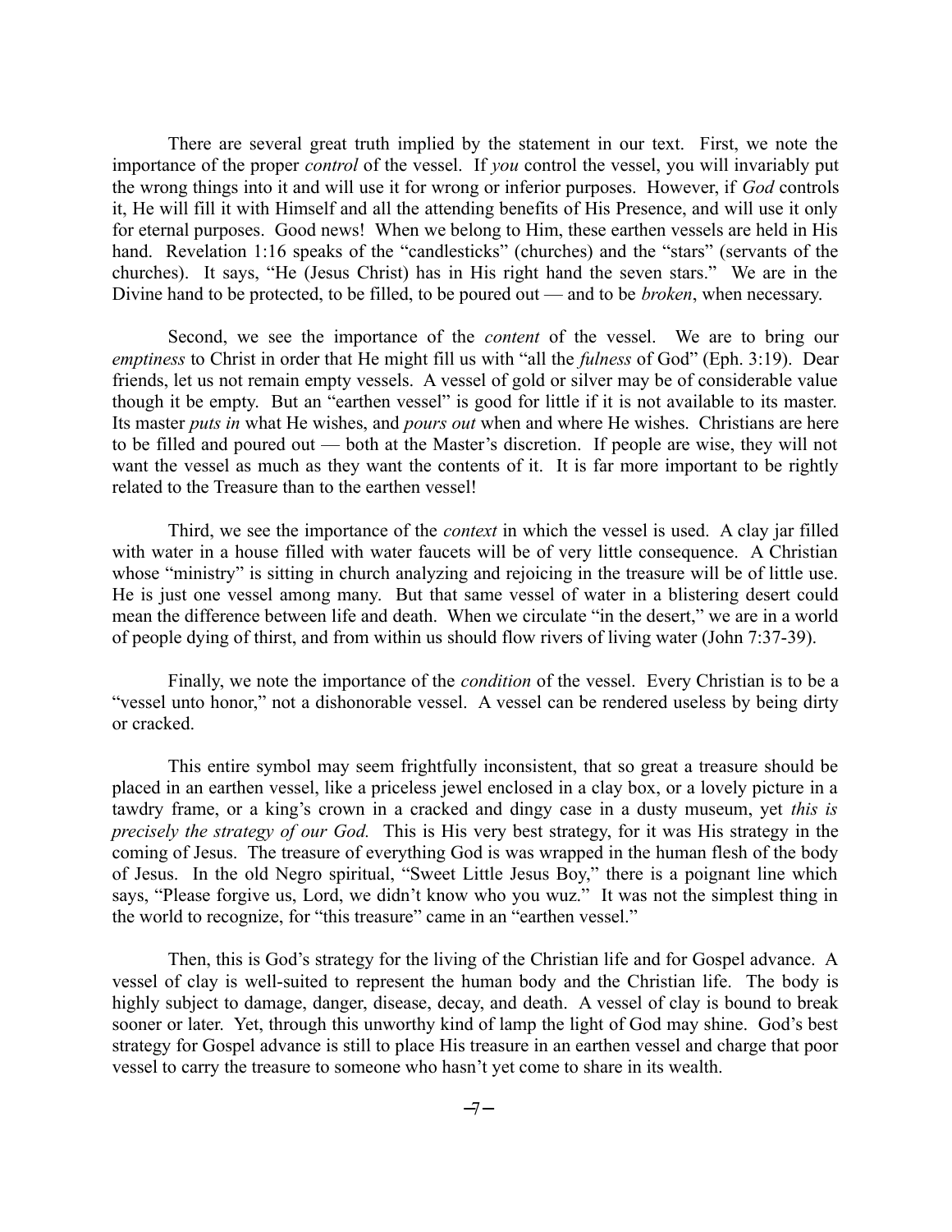There are several great truth implied by the statement in our text. First, we note the importance of the proper *control* of the vessel. If *you* control the vessel, you will invariably put the wrong things into it and will use it for wrong or inferior purposes. However, if *God* controls it, He will fill it with Himself and all the attending benefits of His Presence, and will use it only for eternal purposes. Good news! When we belong to Him, these earthen vessels are held in His hand. Revelation 1:16 speaks of the "candlesticks" (churches) and the "stars" (servants of the churches). It says, "He (Jesus Christ) has in His right hand the seven stars." We are in the Divine hand to be protected, to be filled, to be poured out — and to be *broken*, when necessary.

Second, we see the importance of the *content* of the vessel. We are to bring our *emptiness* to Christ in order that He might fill us with "all the *fulness* of God" (Eph. 3:19). Dear friends, let us not remain empty vessels. A vessel of gold or silver may be of considerable value though it be empty. But an "earthen vessel" is good for little if it is not available to its master. Its master *puts in* what He wishes, and *pours out* when and where He wishes. Christians are here to be filled and poured out — both at the Master's discretion. If people are wise, they will not want the vessel as much as they want the contents of it. It is far more important to be rightly related to the Treasure than to the earthen vessel!

Third, we see the importance of the *context* in which the vessel is used. A clay jar filled with water in a house filled with water faucets will be of very little consequence. A Christian whose "ministry" is sitting in church analyzing and rejoicing in the treasure will be of little use. He is just one vessel among many. But that same vessel of water in a blistering desert could mean the difference between life and death. When we circulate "in the desert," we are in a world of people dying of thirst, and from within us should flow rivers of living water (John 7:37-39).

Finally, we note the importance of the *condition* of the vessel. Every Christian is to be a "vessel unto honor," not a dishonorable vessel. A vessel can be rendered useless by being dirty or cracked.

This entire symbol may seem frightfully inconsistent, that so great a treasure should be placed in an earthen vessel, like a priceless jewel enclosed in a clay box, or a lovely picture in a tawdry frame, or a king's crown in a cracked and dingy case in a dusty museum, yet *this is precisely the strategy of our God.* This is His very best strategy, for it was His strategy in the coming of Jesus. The treasure of everything God is was wrapped in the human flesh of the body of Jesus. In the old Negro spiritual, "Sweet Little Jesus Boy," there is a poignant line which says, "Please forgive us, Lord, we didn't know who you wuz." It was not the simplest thing in the world to recognize, for "this treasure" came in an "earthen vessel."

Then, this is God's strategy for the living of the Christian life and for Gospel advance. A vessel of clay is well-suited to represent the human body and the Christian life. The body is highly subject to damage, danger, disease, decay, and death. A vessel of clay is bound to break sooner or later. Yet, through this unworthy kind of lamp the light of God may shine. God's best strategy for Gospel advance is still to place His treasure in an earthen vessel and charge that poor vessel to carry the treasure to someone who hasn't yet come to share in its wealth.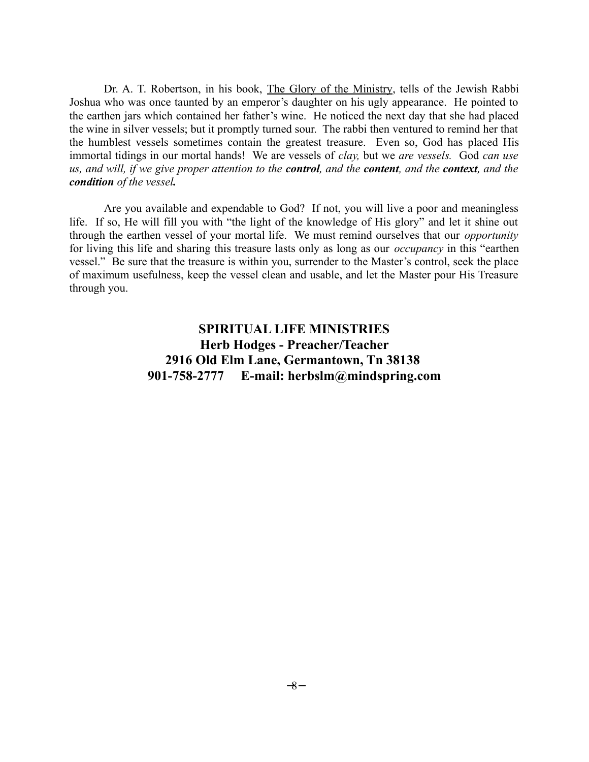Dr. A. T. Robertson, in his book, The Glory of the Ministry, tells of the Jewish Rabbi Joshua who was once taunted by an emperor's daughter on his ugly appearance. He pointed to the earthen jars which contained her father's wine. He noticed the next day that she had placed the wine in silver vessels; but it promptly turned sour. The rabbi then ventured to remind her that the humblest vessels sometimes contain the greatest treasure. Even so, God has placed His immortal tidings in our mortal hands! We are vessels of *clay,* but we *are vessels.* God *can use us, and will, if we give proper attention to the* ***control****, and the* ***content****, and the* ***context****, and the* ***condition*** *of the vessel****.***

Are you available and expendable to God? If not, you will live a poor and meaningless life. If so, He will fill you with "the light of the knowledge of His glory" and let it shine out through the earthen vessel of your mortal life. We must remind ourselves that our *opportunity* for living this life and sharing this treasure lasts only as long as our *occupancy* in this "earthen vessel." Be sure that the treasure is within you, surrender to the Master's control, seek the place of maximum usefulness, keep the vessel clean and usable, and let the Master pour His Treasure through you.

**SPIRITUAL LIFE MINISTRIES**
**Herb Hodges - Preacher/Teacher**
**2916 Old Elm Lane, Germantown, Tn 38138**
**901-758-2777 E-mail: herbslm@mindspring.com**